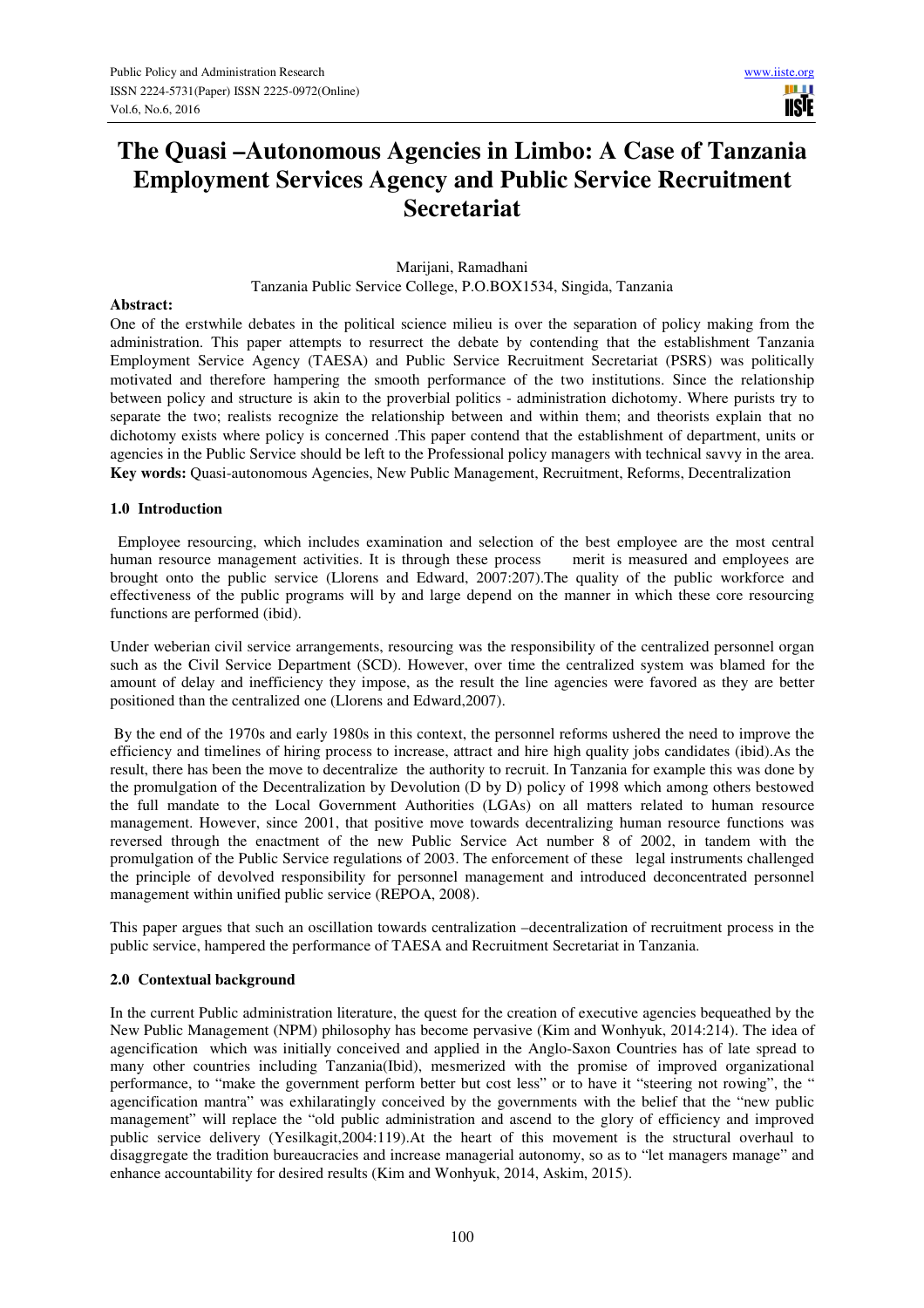# The Quasi –Autonomous Agencies in Limbo: A Case of Tanzania Employment Services Agency and Public Service Recruitment Secretariat

Marijani, Ramadhani

Tanzania Public Service College, P.O.BOX1534, Singida, Tanzania

**Abstract:**

One of the erstwhile debates in the political science milieu is over the separation of policy making from the administration. This paper attempts to resurrect the debate by contending that the establishment Tanzania Employment Service Agency (TAESA) and Public Service Recruitment Secretariat (PSRS) was politically motivated and therefore hampering the smooth performance of the two institutions. Since the relationship between policy and structure is akin to the proverbial politics - administration dichotomy. Where purists try to separate the two; realists recognize the relationship between and within them; and theorists explain that no dichotomy exists where policy is concerned .This paper contend that the establishment of department, units or agencies in the Public Service should be left to the Professional policy managers with technical savvy in the area.

**Key words:** Quasi-autonomous Agencies, New Public Management, Recruitment, Reforms, Decentralization

## 1.0 Introduction

Employee resourcing, which includes examination and selection of the best employee are the most central human resource management activities. It is through these process merit is measured and employees are brought onto the public service (Llorens and Edward, 2007:207).The quality of the public workforce and effectiveness of the public programs will by and large depend on the manner in which these core resourcing functions are performed (ibid).

Under weberian civil service arrangements, resourcing was the responsibility of the centralized personnel organ such as the Civil Service Department (SCD). However, over time the centralized system was blamed for the amount of delay and inefficiency they impose, as the result the line agencies were favored as they are better positioned than the centralized one (Llorens and Edward,2007).

By the end of the 1970s and early 1980s in this context, the personnel reforms ushered the need to improve the efficiency and timelines of hiring process to increase, attract and hire high quality jobs candidates (ibid).As the result, there has been the move to decentralize the authority to recruit. In Tanzania for example this was done by the promulgation of the Decentralization by Devolution (D by D) policy of 1998 which among others bestowed the full mandate to the Local Government Authorities (LGAs) on all matters related to human resource management. However, since 2001, that positive move towards decentralizing human resource functions was reversed through the enactment of the new Public Service Act number 8 of 2002, in tandem with the promulgation of the Public Service regulations of 2003. The enforcement of these legal instruments challenged the principle of devolved responsibility for personnel management and introduced deconcentrated personnel management within unified public service (REPOA, 2008).

This paper argues that such an oscillation towards centralization –decentralization of recruitment process in the public service, hampered the performance of TAESA and Recruitment Secretariat in Tanzania.

## 2.0 Contextual background

In the current Public administration literature, the quest for the creation of executive agencies bequeathed by the New Public Management (NPM) philosophy has become pervasive (Kim and Wonhyuk, 2014:214). The idea of agencification which was initially conceived and applied in the Anglo-Saxon Countries has of late spread to many other countries including Tanzania(Ibid), mesmerized with the promise of improved organizational performance, to "make the government perform better but cost less" or to have it "steering not rowing", the " agencification mantra" was exhilaratingly conceived by the governments with the belief that the "new public management" will replace the "old public administration and ascend to the glory of efficiency and improved public service delivery (Yesilkagit,2004:119).At the heart of this movement is the structural overhaul to disaggregate the tradition bureaucracies and increase managerial autonomy, so as to "let managers manage" and enhance accountability for desired results (Kim and Wonhyuk, 2014, Askim, 2015).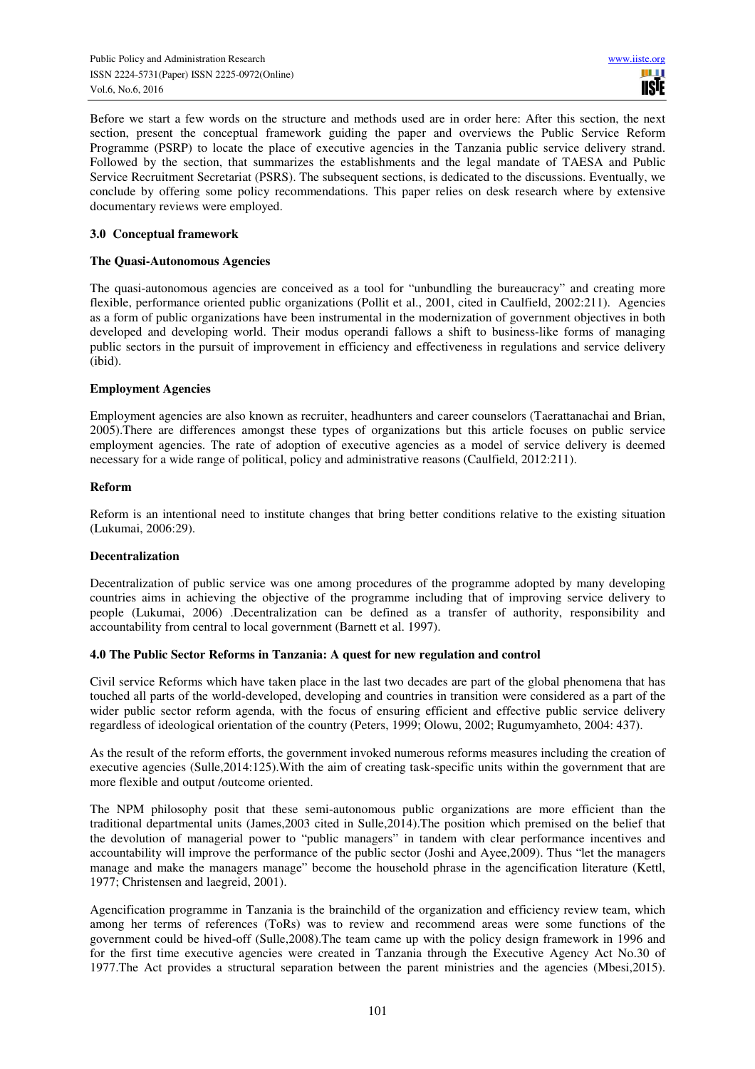Before we start a few words on the structure and methods used are in order here: After this section, the next section, present the conceptual framework guiding the paper and overviews the Public Service Reform Programme (PSRP) to locate the place of executive agencies in the Tanzania public service delivery strand. Followed by the section, that summarizes the establishments and the legal mandate of TAESA and Public Service Recruitment Secretariat (PSRS). The subsequent sections, is dedicated to the discussions. Eventually, we conclude by offering some policy recommendations. This paper relies on desk research where by extensive documentary reviews were employed.

## 3.0 Conceptual framework

### The Quasi-Autonomous Agencies

The quasi-autonomous agencies are conceived as a tool for "unbundling the bureaucracy" and creating more flexible, performance oriented public organizations (Pollit et al., 2001, cited in Caulfield, 2002:211). Agencies as a form of public organizations have been instrumental in the modernization of government objectives in both developed and developing world. Their modus operandi fallows a shift to business-like forms of managing public sectors in the pursuit of improvement in efficiency and effectiveness in regulations and service delivery (ibid).

### Employment Agencies

Employment agencies are also known as recruiter, headhunters and career counselors (Taerattanachai and Brian, 2005).There are differences amongst these types of organizations but this article focuses on public service employment agencies. The rate of adoption of executive agencies as a model of service delivery is deemed necessary for a wide range of political, policy and administrative reasons (Caulfield, 2012:211).

### Reform

Reform is an intentional need to institute changes that bring better conditions relative to the existing situation (Lukumai, 2006:29).

### Decentralization

Decentralization of public service was one among procedures of the programme adopted by many developing countries aims in achieving the objective of the programme including that of improving service delivery to people (Lukumai, 2006) .Decentralization can be defined as a transfer of authority, responsibility and accountability from central to local government (Barnett et al. 1997).

## 4.0 The Public Sector Reforms in Tanzania: A quest for new regulation and control

Civil service Reforms which have taken place in the last two decades are part of the global phenomena that has touched all parts of the world-developed, developing and countries in transition were considered as a part of the wider public sector reform agenda, with the focus of ensuring efficient and effective public service delivery regardless of ideological orientation of the country (Peters, 1999; Olowu, 2002; Rugumyamheto, 2004: 437).

As the result of the reform efforts, the government invoked numerous reforms measures including the creation of executive agencies (Sulle,2014:125).With the aim of creating task-specific units within the government that are more flexible and output /outcome oriented.

The NPM philosophy posit that these semi-autonomous public organizations are more efficient than the traditional departmental units (James,2003 cited in Sulle,2014).The position which premised on the belief that the devolution of managerial power to "public managers" in tandem with clear performance incentives and accountability will improve the performance of the public sector (Joshi and Ayee,2009). Thus "let the managers manage and make the managers manage" become the household phrase in the agencification literature (Kettl, 1977; Christensen and laegreid, 2001).

Agencification programme in Tanzania is the brainchild of the organization and efficiency review team, which among her terms of references (ToRs) was to review and recommend areas were some functions of the government could be hived-off (Sulle,2008).The team came up with the policy design framework in 1996 and for the first time executive agencies were created in Tanzania through the Executive Agency Act No.30 of 1977.The Act provides a structural separation between the parent ministries and the agencies (Mbesi,2015).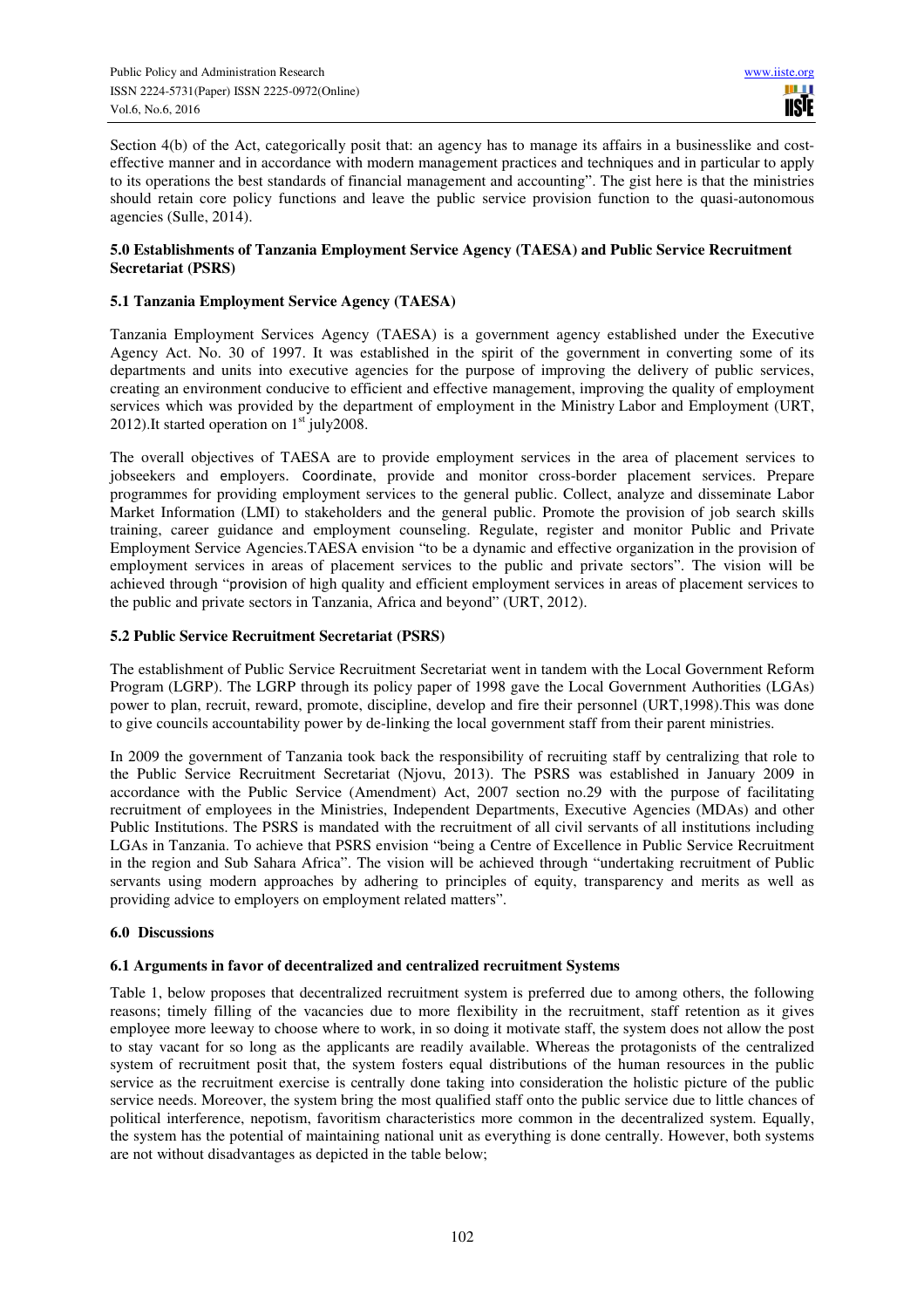Section 4(b) of the Act, categorically posit that: an agency has to manage its affairs in a businesslike and cost-effective manner and in accordance with modern management practices and techniques and in particular to apply to its operations the best standards of financial management and accounting". The gist here is that the ministries should retain core policy functions and leave the public service provision function to the quasi-autonomous agencies (Sulle, 2014).

## 5.0 Establishments of Tanzania Employment Service Agency (TAESA) and Public Service Recruitment Secretariat (PSRS)

### 5.1 Tanzania Employment Service Agency (TAESA)

Tanzania Employment Services Agency (TAESA) is a government agency established under the Executive Agency Act. No. 30 of 1997. It was established in the spirit of the government in converting some of its departments and units into executive agencies for the purpose of improving the delivery of public services, creating an environment conducive to efficient and effective management, improving the quality of employment services which was provided by the department of employment in the Ministry Labor and Employment (URT, 2012).It started operation on 1st july2008.

The overall objectives of TAESA are to provide employment services in the area of placement services to jobseekers and employers. Coordinate, provide and monitor cross-border placement services. Prepare programmes for providing employment services to the general public. Collect, analyze and disseminate Labor Market Information (LMI) to stakeholders and the general public. Promote the provision of job search skills training, career guidance and employment counseling. Regulate, register and monitor Public and Private Employment Service Agencies.TAESA envision "to be a dynamic and effective organization in the provision of employment services in areas of placement services to the public and private sectors". The vision will be achieved through "provision of high quality and efficient employment services in areas of placement services to the public and private sectors in Tanzania, Africa and beyond" (URT, 2012).

### 5.2 Public Service Recruitment Secretariat (PSRS)

The establishment of Public Service Recruitment Secretariat went in tandem with the Local Government Reform Program (LGRP). The LGRP through its policy paper of 1998 gave the Local Government Authorities (LGAs) power to plan, recruit, reward, promote, discipline, develop and fire their personnel (URT,1998).This was done to give councils accountability power by de-linking the local government staff from their parent ministries.

In 2009 the government of Tanzania took back the responsibility of recruiting staff by centralizing that role to the Public Service Recruitment Secretariat (Njovu, 2013). The PSRS was established in January 2009 in accordance with the Public Service (Amendment) Act, 2007 section no.29 with the purpose of facilitating recruitment of employees in the Ministries, Independent Departments, Executive Agencies (MDAs) and other Public Institutions. The PSRS is mandated with the recruitment of all civil servants of all institutions including LGAs in Tanzania. To achieve that PSRS envision "being a Centre of Excellence in Public Service Recruitment in the region and Sub Sahara Africa". The vision will be achieved through "undertaking recruitment of Public servants using modern approaches by adhering to principles of equity, transparency and merits as well as providing advice to employers on employment related matters".

## 6.0 Discussions

### 6.1 Arguments in favor of decentralized and centralized recruitment Systems

Table 1, below proposes that decentralized recruitment system is preferred due to among others, the following reasons; timely filling of the vacancies due to more flexibility in the recruitment, staff retention as it gives employee more leeway to choose where to work, in so doing it motivate staff, the system does not allow the post to stay vacant for so long as the applicants are readily available. Whereas the protagonists of the centralized system of recruitment posit that, the system fosters equal distributions of the human resources in the public service as the recruitment exercise is centrally done taking into consideration the holistic picture of the public service needs. Moreover, the system bring the most qualified staff onto the public service due to little chances of political interference, nepotism, favoritism characteristics more common in the decentralized system. Equally, the system has the potential of maintaining national unit as everything is done centrally. However, both systems are not without disadvantages as depicted in the table below;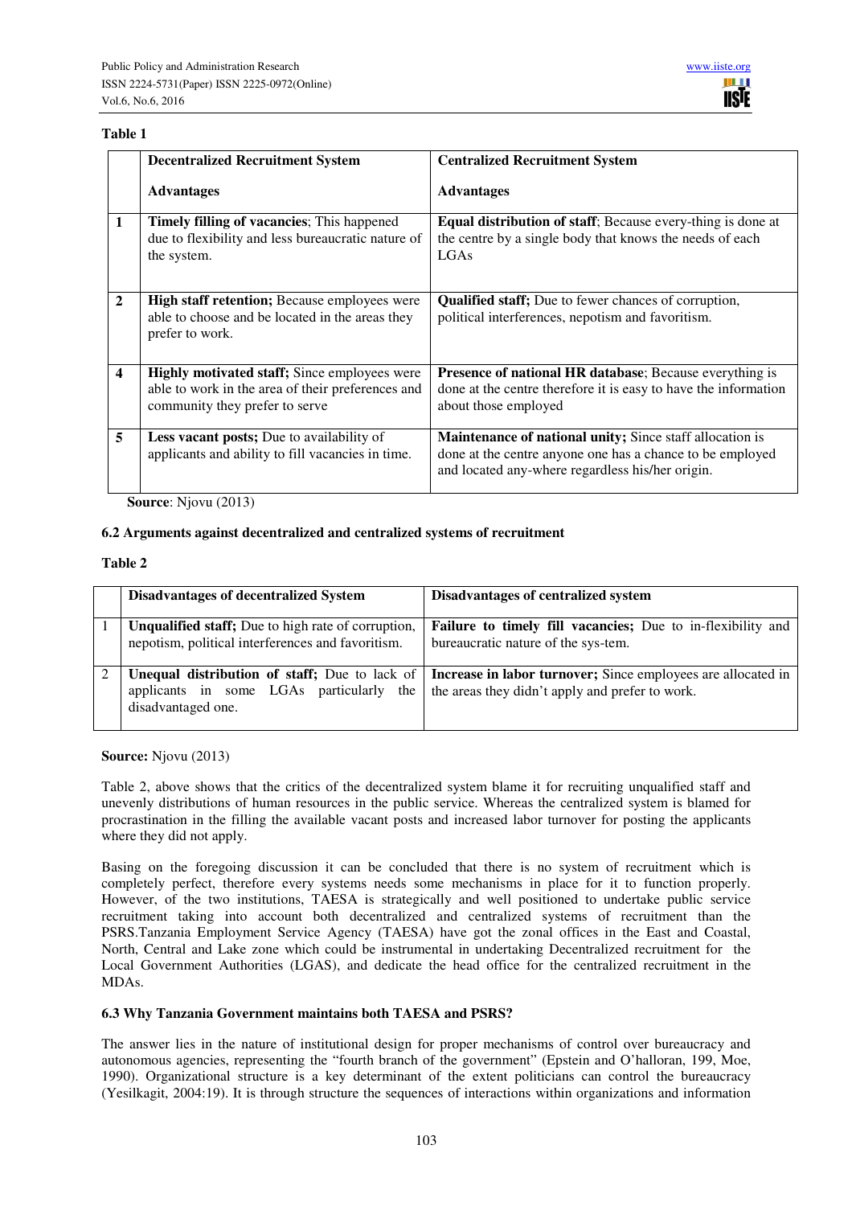**Table 1**

| | Decentralized Recruitment System<br><br>Advantages | Centralized Recruitment System<br><br>Advantages |
|---|---|---|
| 1 | **Timely filling of vacancies**; This happened due to flexibility and less bureaucratic nature of the system. | **Equal distribution of staff**; Because every-thing is done at the centre by a single body that knows the needs of each LGAs |
| 2 | **High staff retention;** Because employees were able to choose and be located in the areas they prefer to work. | **Qualified staff;** Due to fewer chances of corruption, political interferences, nepotism and favoritism. |
| 4 | **Highly motivated staff;** Since employees were able to work in the area of their preferences and community they prefer to serve | **Presence of national HR database**; Because everything is done at the centre therefore it is easy to have the information about those employed |
| 5 | **Less vacant posts;** Due to availability of applicants and ability to fill vacancies in time. | **Maintenance of national unity;** Since staff allocation is done at the centre anyone one has a chance to be employed and located any-where regardless his/her origin. |

**Source**: Njovu (2013)

### 6.2 Arguments against decentralized and centralized systems of recruitment

**Table 2**

| | Disadvantages of decentralized System | Disadvantages of centralized system |
|---|---|---|
| 1 | **Unqualified staff;** Due to high rate of corruption, nepotism, political interferences and favoritism. | **Failure to timely fill vacancies;** Due to in-flexibility and bureaucratic nature of the sys-tem. |
| 2 | **Unequal distribution of staff;** Due to lack of applicants in some LGAs particularly the disadvantaged one. | **Increase in labor turnover;** Since employees are allocated in the areas they didn't apply and prefer to work. |

**Source:** Njovu (2013)

Table 2, above shows that the critics of the decentralized system blame it for recruiting unqualified staff and unevenly distributions of human resources in the public service. Whereas the centralized system is blamed for procrastination in the filling the available vacant posts and increased labor turnover for posting the applicants where they did not apply.

Basing on the foregoing discussion it can be concluded that there is no system of recruitment which is completely perfect, therefore every systems needs some mechanisms in place for it to function properly. However, of the two institutions, TAESA is strategically and well positioned to undertake public service recruitment taking into account both decentralized and centralized systems of recruitment than the PSRS.Tanzania Employment Service Agency (TAESA) have got the zonal offices in the East and Coastal, North, Central and Lake zone which could be instrumental in undertaking Decentralized recruitment for the Local Government Authorities (LGAS), and dedicate the head office for the centralized recruitment in the MDAs.

### 6.3 Why Tanzania Government maintains both TAESA and PSRS?

The answer lies in the nature of institutional design for proper mechanisms of control over bureaucracy and autonomous agencies, representing the "fourth branch of the government" (Epstein and O'halloran, 199, Moe, 1990). Organizational structure is a key determinant of the extent politicians can control the bureaucracy (Yesilkagit, 2004:19). It is through structure the sequences of interactions within organizations and information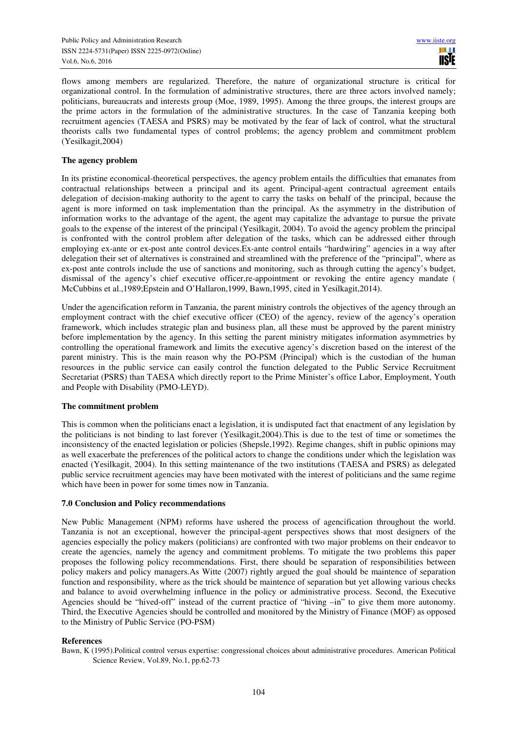flows among members are regularized. Therefore, the nature of organizational structure is critical for organizational control. In the formulation of administrative structures, there are three actors involved namely; politicians, bureaucrats and interests group (Moe, 1989, 1995). Among the three groups, the interest groups are the prime actors in the formulation of the administrative structures. In the case of Tanzania keeping both recruitment agencies (TAESA and PSRS) may be motivated by the fear of lack of control, what the structural theorists calls two fundamental types of control problems; the agency problem and commitment problem (Yesilkagit,2004)

**The agency problem**

In its pristine economical-theoretical perspectives, the agency problem entails the difficulties that emanates from contractual relationships between a principal and its agent. Principal-agent contractual agreement entails delegation of decision-making authority to the agent to carry the tasks on behalf of the principal, because the agent is more informed on task implementation than the principal. As the asymmetry in the distribution of information works to the advantage of the agent, the agent may capitalize the advantage to pursue the private goals to the expense of the interest of the principal (Yesilkagit, 2004). To avoid the agency problem the principal is confronted with the control problem after delegation of the tasks, which can be addressed either through employing ex-ante or ex-post ante control devices.Ex-ante control entails "hardwiring" agencies in a way after delegation their set of alternatives is constrained and streamlined with the preference of the "principal", where as ex-post ante controls include the use of sanctions and monitoring, such as through cutting the agency's budget, dismissal of the agency's chief executive officer,re-appointment or revoking the entire agency mandate ( McCubbins et al.,1989;Epstein and O'Hallaron,1999, Bawn,1995, cited in Yesilkagit,2014).

Under the agencification reform in Tanzania, the parent ministry controls the objectives of the agency through an employment contract with the chief executive officer (CEO) of the agency, review of the agency's operation framework, which includes strategic plan and business plan, all these must be approved by the parent ministry before implementation by the agency. In this setting the parent ministry mitigates information asymmetries by controlling the operational framework and limits the executive agency's discretion based on the interest of the parent ministry. This is the main reason why the PO-PSM (Principal) which is the custodian of the human resources in the public service can easily control the function delegated to the Public Service Recruitment Secretariat (PSRS) than TAESA which directly report to the Prime Minister's office Labor, Employment, Youth and People with Disability (PMO-LEYD).

**The commitment problem**

This is common when the politicians enact a legislation, it is undisputed fact that enactment of any legislation by the politicians is not binding to last forever (Yesilkagit,2004).This is due to the test of time or sometimes the inconsistency of the enacted legislation or policies (Shepsle,1992). Regime changes, shift in public opinions may as well exacerbate the preferences of the political actors to change the conditions under which the legislation was enacted (Yesilkagit, 2004). In this setting maintenance of the two institutions (TAESA and PSRS) as delegated public service recruitment agencies may have been motivated with the interest of politicians and the same regime which have been in power for some times now in Tanzania.

## 7.0 Conclusion and Policy recommendations

New Public Management (NPM) reforms have ushered the process of agencification throughout the world. Tanzania is not an exceptional, however the principal-agent perspectives shows that most designers of the agencies especially the policy makers (politicians) are confronted with two major problems on their endeavor to create the agencies, namely the agency and commitment problems. To mitigate the two problems this paper proposes the following policy recommendations. First, there should be separation of responsibilities between policy makers and policy managers.As Witte (2007) rightly argued the goal should be maintence of separation function and responsibility, where as the trick should be maintence of separation but yet allowing various checks and balance to avoid overwhelming influence in the policy or administrative process. Second, the Executive Agencies should be "hived-off" instead of the current practice of "hiving –in" to give them more autonomy. Third, the Executive Agencies should be controlled and monitored by the Ministry of Finance (MOF) as opposed to the Ministry of Public Service (PO-PSM)

**References**

Bawn, K (1995).Political control versus expertise: congressional choices about administrative procedures. American Political Science Review, Vol.89, No.1, pp.62-73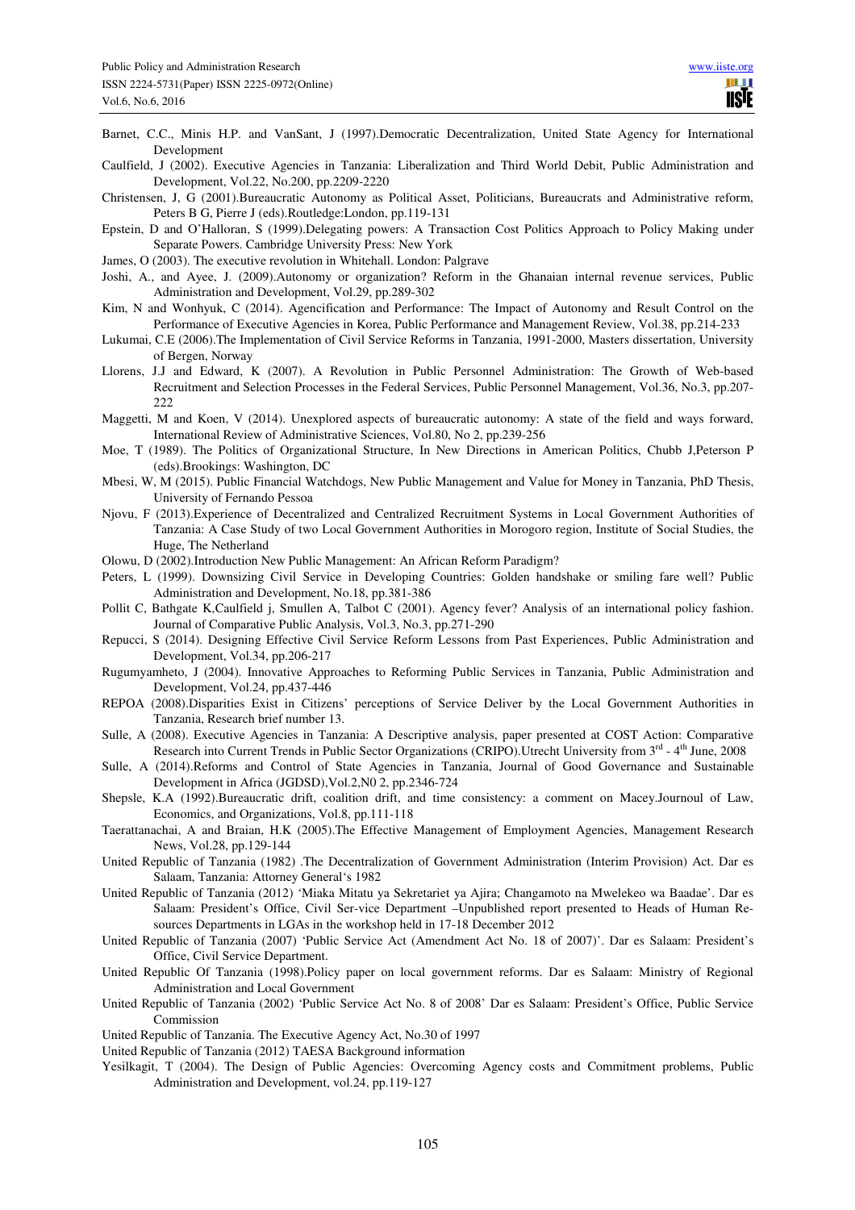Barnet, C.C., Minis H.P. and VanSant, J (1997).Democratic Decentralization, United State Agency for International Development

Caulfield, J (2002). Executive Agencies in Tanzania: Liberalization and Third World Debit, Public Administration and Development, Vol.22, No.200, pp.2209-2220

Christensen, J, G (2001).Bureaucratic Autonomy as Political Asset, Politicians, Bureaucrats and Administrative reform, Peters B G, Pierre J (eds).Routledge:London, pp.119-131

Epstein, D and O'Halloran, S (1999).Delegating powers: A Transaction Cost Politics Approach to Policy Making under Separate Powers. Cambridge University Press: New York

James, O (2003). The executive revolution in Whitehall. London: Palgrave

Joshi, A., and Ayee, J. (2009).Autonomy or organization? Reform in the Ghanaian internal revenue services, Public Administration and Development, Vol.29, pp.289-302

Kim, N and Wonhyuk, C (2014). Agencification and Performance: The Impact of Autonomy and Result Control on the Performance of Executive Agencies in Korea, Public Performance and Management Review, Vol.38, pp.214-233

Lukumai, C.E (2006).The Implementation of Civil Service Reforms in Tanzania, 1991-2000, Masters dissertation, University of Bergen, Norway

Llorens, J.J and Edward, K (2007). A Revolution in Public Personnel Administration: The Growth of Web-based Recruitment and Selection Processes in the Federal Services, Public Personnel Management, Vol.36, No.3, pp.207-222

Maggetti, M and Koen, V (2014). Unexplored aspects of bureaucratic autonomy: A state of the field and ways forward, International Review of Administrative Sciences, Vol.80, No 2, pp.239-256

Moe, T (1989). The Politics of Organizational Structure, In New Directions in American Politics, Chubb J,Peterson P (eds).Brookings: Washington, DC

Mbesi, W, M (2015). Public Financial Watchdogs, New Public Management and Value for Money in Tanzania, PhD Thesis, University of Fernando Pessoa

Njovu, F (2013).Experience of Decentralized and Centralized Recruitment Systems in Local Government Authorities of Tanzania: A Case Study of two Local Government Authorities in Morogoro region, Institute of Social Studies, the Huge, The Netherland

Olowu, D (2002).Introduction New Public Management: An African Reform Paradigm?

Peters, L (1999). Downsizing Civil Service in Developing Countries: Golden handshake or smiling fare well? Public Administration and Development, No.18, pp.381-386

Pollit C, Bathgate K,Caulfield j, Smullen A, Talbot C (2001). Agency fever? Analysis of an international policy fashion. Journal of Comparative Public Analysis, Vol.3, No.3, pp.271-290

Repucci, S (2014). Designing Effective Civil Service Reform Lessons from Past Experiences, Public Administration and Development, Vol.34, pp.206-217

Rugumyamheto, J (2004). Innovative Approaches to Reforming Public Services in Tanzania, Public Administration and Development, Vol.24, pp.437-446

REPOA (2008).Disparities Exist in Citizens' perceptions of Service Deliver by the Local Government Authorities in Tanzania, Research brief number 13.

Sulle, A (2008). Executive Agencies in Tanzania: A Descriptive analysis, paper presented at COST Action: Comparative Research into Current Trends in Public Sector Organizations (CRIPO).Utrecht University from 3rd - 4th June, 2008

Sulle, A (2014).Reforms and Control of State Agencies in Tanzania, Journal of Good Governance and Sustainable Development in Africa (JGDSD),Vol.2,N0 2, pp.2346-724

Shepsle, K.A (1992).Bureaucratic drift, coalition drift, and time consistency: a comment on Macey.Journoul of Law, Economics, and Organizations, Vol.8, pp.111-118

Taerattanachai, A and Braian, H.K (2005).The Effective Management of Employment Agencies, Management Research News, Vol.28, pp.129-144

United Republic of Tanzania (1982) .The Decentralization of Government Administration (Interim Provision) Act. Dar es Salaam, Tanzania: Attorney General's 1982

United Republic of Tanzania (2012) 'Miaka Mitatu ya Sekretariet ya Ajira; Changamoto na Mwelekeo wa Baadae'. Dar es Salaam: President's Office, Civil Ser-vice Department –Unpublished report presented to Heads of Human Resources Departments in LGAs in the workshop held in 17-18 December 2012

United Republic of Tanzania (2007) 'Public Service Act (Amendment Act No. 18 of 2007)'. Dar es Salaam: President's Office, Civil Service Department.

United Republic Of Tanzania (1998).Policy paper on local government reforms. Dar es Salaam: Ministry of Regional Administration and Local Government

United Republic of Tanzania (2002) 'Public Service Act No. 8 of 2008' Dar es Salaam: President's Office, Public Service Commission

United Republic of Tanzania. The Executive Agency Act, No.30 of 1997

United Republic of Tanzania (2012) TAESA Background information

Yesilkagit, T (2004). The Design of Public Agencies: Overcoming Agency costs and Commitment problems, Public Administration and Development, vol.24, pp.119-127